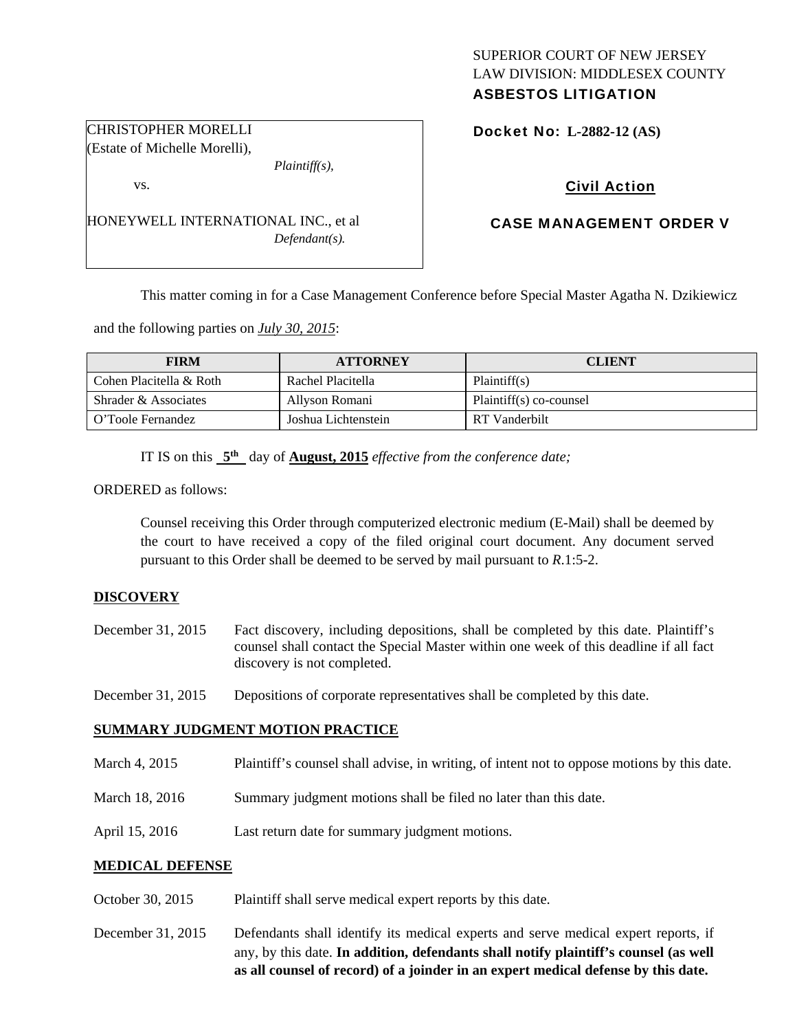SUPERIOR COURT OF NEW JERSEY
LAW DIVISION: MIDDLESEX COUNTY
**ASBESTOS LITIGATION**

CHRISTOPHER MORELLI
(Estate of Michelle Morelli),
*Plaintiff(s),*

vs.

HONEYWELL INTERNATIONAL INC., et al
*Defendant(s).*

**Docket No: L-2882-12 (AS)**

**Civil Action**

**CASE MANAGEMENT ORDER V**

This matter coming in for a Case Management Conference before Special Master Agatha N. Dzikiewicz and the following parties on ***July 30, 2015***:

| FIRM | ATTORNEY | CLIENT |
|---|---|---|
| Cohen Placitella & Roth | Rachel Placitella | Plaintiff(s) |
| Shrader & Associates | Allyson Romani | Plaintiff(s) co-counsel |
| O'Toole Fernandez | Joshua Lichtenstein | RT Vanderbilt |

IT IS on this **5th** day of **August, 2015** *effective from the conference date;*

ORDERED as follows:

Counsel receiving this Order through computerized electronic medium (E-Mail) shall be deemed by the court to have received a copy of the filed original court document. Any document served pursuant to this Order shall be deemed to be served by mail pursuant to *R*.1:5-2.

## DISCOVERY

December 31, 2015 — Fact discovery, including depositions, shall be completed by this date. Plaintiff's counsel shall contact the Special Master within one week of this deadline if all fact discovery is not completed.

December 31, 2015 — Depositions of corporate representatives shall be completed by this date.

## SUMMARY JUDGMENT MOTION PRACTICE

March 4, 2015 — Plaintiff's counsel shall advise, in writing, of intent not to oppose motions by this date.

March 18, 2016 — Summary judgment motions shall be filed no later than this date.

April 15, 2016 — Last return date for summary judgment motions.

## MEDICAL DEFENSE

October 30, 2015 — Plaintiff shall serve medical expert reports by this date.

December 31, 2015 — Defendants shall identify its medical experts and serve medical expert reports, if any, by this date. **In addition, defendants shall notify plaintiff's counsel (as well as all counsel of record) of a joinder in an expert medical defense by this date.**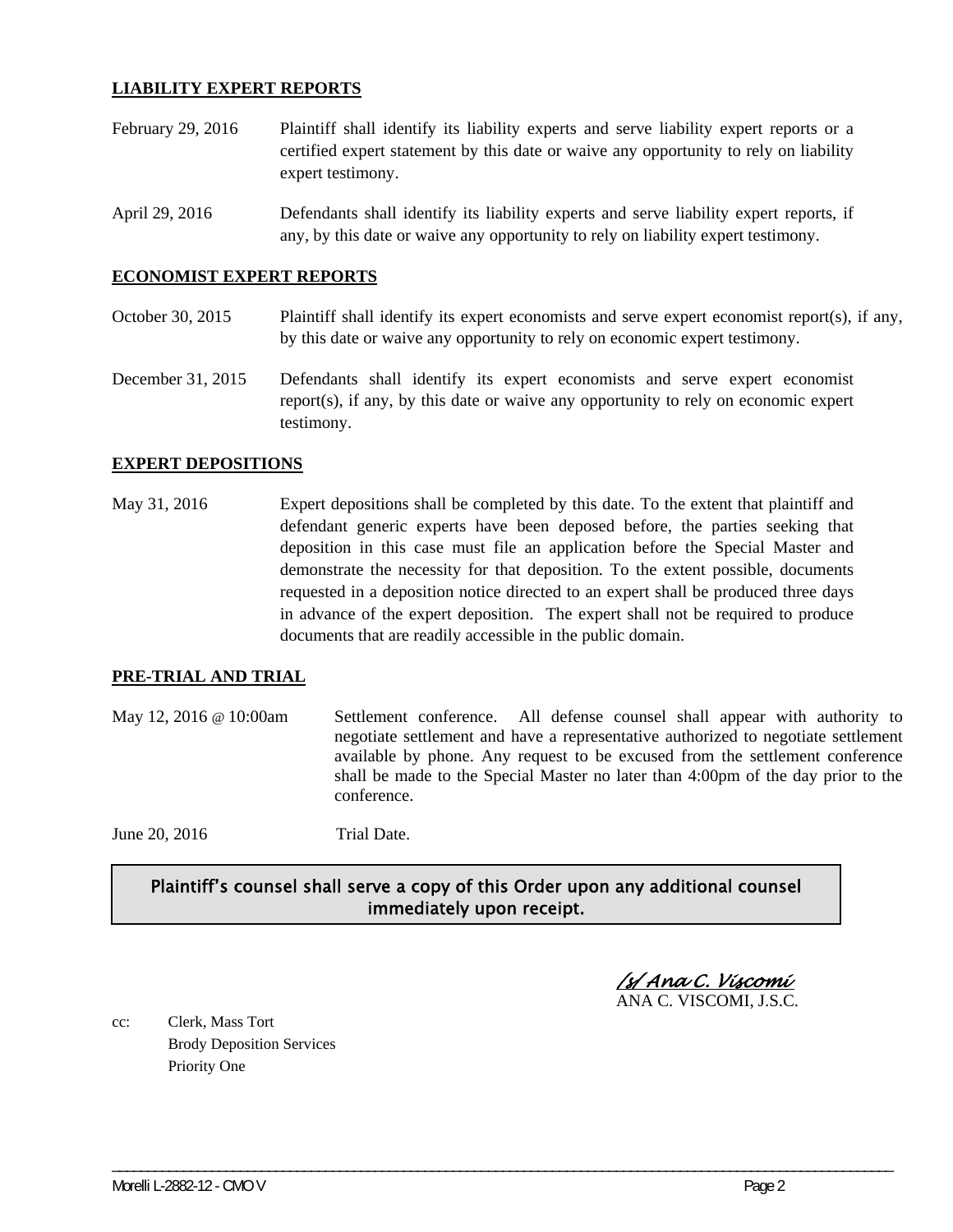**LIABILITY EXPERT REPORTS**

| | |
|---|---|
| February 29, 2016 | Plaintiff shall identify its liability experts and serve liability expert reports or a certified expert statement by this date or waive any opportunity to rely on liability expert testimony. |
| April 29, 2016 | Defendants shall identify its liability experts and serve liability expert reports, if any, by this date or waive any opportunity to rely on liability expert testimony. |

**ECONOMIST EXPERT REPORTS**

| | |
|---|---|
| October 30, 2015 | Plaintiff shall identify its expert economists and serve expert economist report(s), if any, by this date or waive any opportunity to rely on economic expert testimony. |
| December 31, 2015 | Defendants shall identify its expert economists and serve expert economist report(s), if any, by this date or waive any opportunity to rely on economic expert testimony. |

**EXPERT DEPOSITIONS**

| | |
|---|---|
| May 31, 2016 | Expert depositions shall be completed by this date. To the extent that plaintiff and defendant generic experts have been deposed before, the parties seeking that deposition in this case must file an application before the Special Master and demonstrate the necessity for that deposition. To the extent possible, documents requested in a deposition notice directed to an expert shall be produced three days in advance of the expert deposition. The expert shall not be required to produce documents that are readily accessible in the public domain. |

**PRE-TRIAL AND TRIAL**

| | |
|---|---|
| May 12, 2016 @ 10:00am | Settlement conference. All defense counsel shall appear with authority to negotiate settlement and have a representative authorized to negotiate settlement available by phone. Any request to be excused from the settlement conference shall be made to the Special Master no later than 4:00pm of the day prior to the conference. |
| June 20, 2016 | Trial Date. |

**Plaintiff's counsel shall serve a copy of this Order upon any additional counsel immediately upon receipt.**

*/s/ Ana C. Viscomi*
ANA C. VISCOMI, J.S.C.

cc: Clerk, Mass Tort
Brody Deposition Services
Priority One